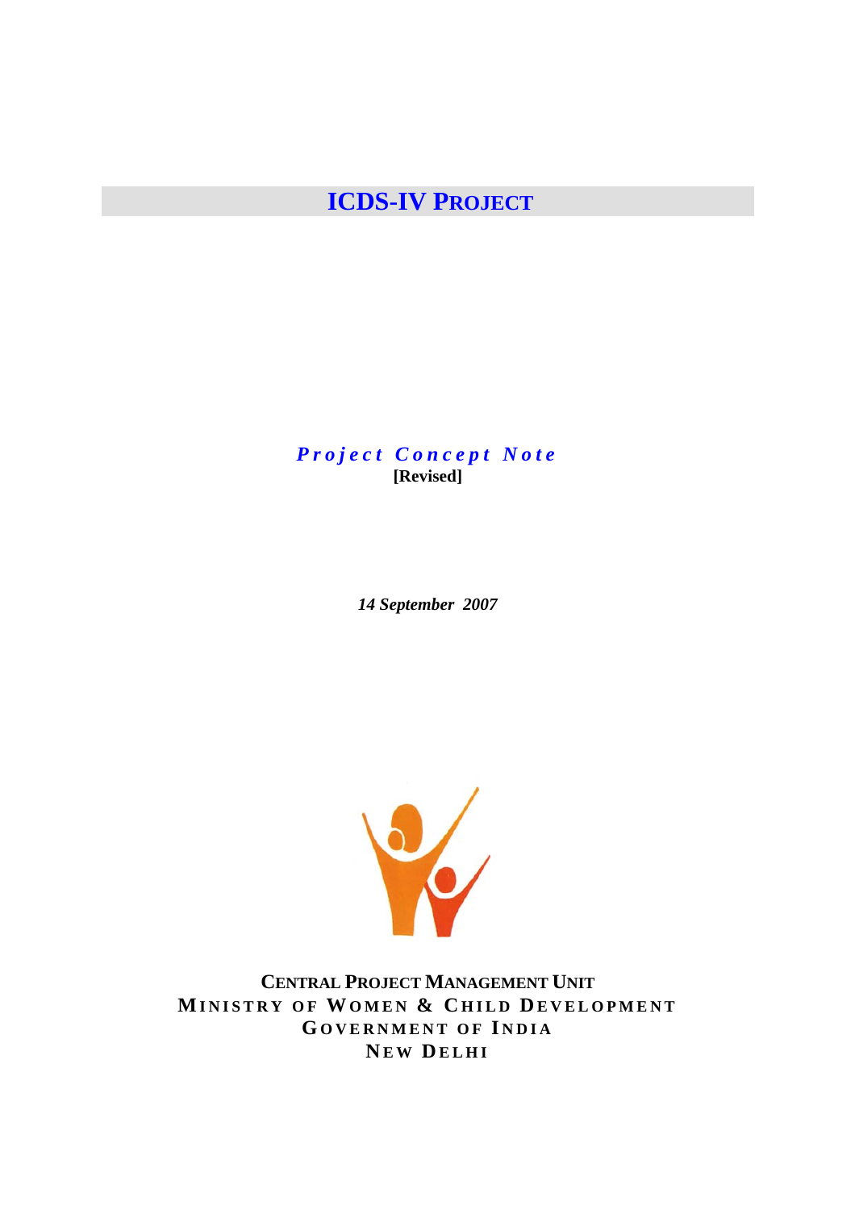# ICDS-IV PROJECT

*Project Concept Note*

**[Revised]**

*14 September 2007*

**CENTRAL PROJECT MANAGEMENT UNIT**
**MINISTRY OF WOMEN & CHILD DEVELOPMENT**
**GOVERNMENT OF INDIA**
**NEW DELHI**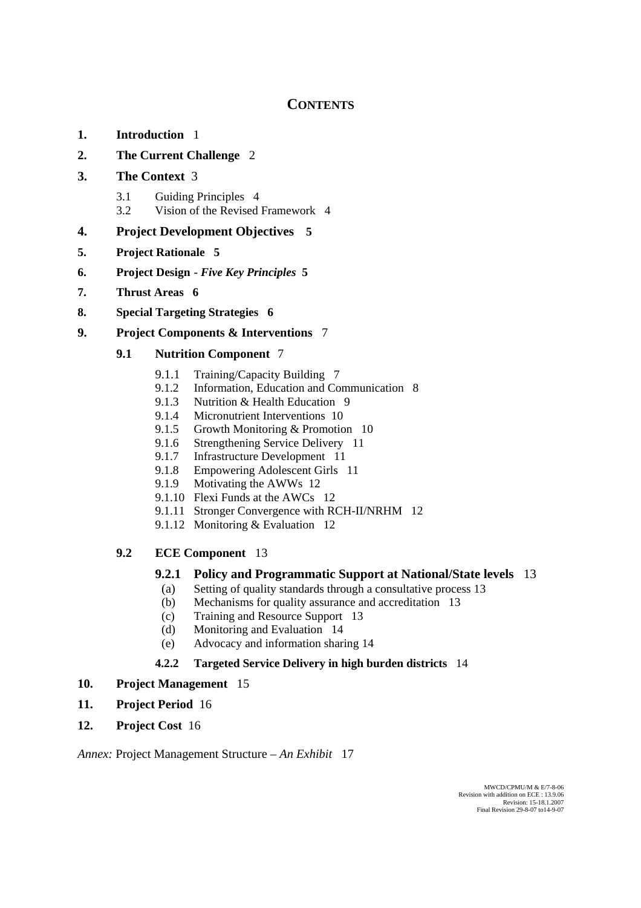# **CONTENTS**

**1. Introduction** 1

**2. The Current Challenge** 2

**3. The Context** 3

- 3.1 Guiding Principles 4
- 3.2 Vision of the Revised Framework 4

**4. Project Development Objectives 5**

**5. Project Rationale 5**

**6. Project Design - *Five Key Principles* 5**

**7. Thrust Areas 6**

**8. Special Targeting Strategies 6**

**9. Project Components & Interventions** 7

**9.1 Nutrition Component** 7

- 9.1.1 Training/Capacity Building 7
- 9.1.2 Information, Education and Communication 8
- 9.1.3 Nutrition & Health Education 9
- 9.1.4 Micronutrient Interventions 10
- 9.1.5 Growth Monitoring & Promotion 10
- 9.1.6 Strengthening Service Delivery 11
- 9.1.7 Infrastructure Development 11
- 9.1.8 Empowering Adolescent Girls 11
- 9.1.9 Motivating the AWWs 12
- 9.1.10 Flexi Funds at the AWCs 12
- 9.1.11 Stronger Convergence with RCH-II/NRHM 12
- 9.1.12 Monitoring & Evaluation 12

**9.2 ECE Component** 13

**9.2.1 Policy and Programmatic Support at National/State levels** 13

- (a) Setting of quality standards through a consultative process 13
- (b) Mechanisms for quality assurance and accreditation 13
- (c) Training and Resource Support 13
- (d) Monitoring and Evaluation 14
- (e) Advocacy and information sharing 14

**4.2.2 Targeted Service Delivery in high burden districts** 14

**10. Project Management** 15

**11. Project Period** 16

**12. Project Cost** 16

*Annex:* Project Management Structure – *An Exhibit* 17

MWCD/CPMU/M & E/7-8-06
Revision with addition on ECE : 13.9.06
Revision: 15-18.1.2007
Final Revision 29-8-07 to14-9-07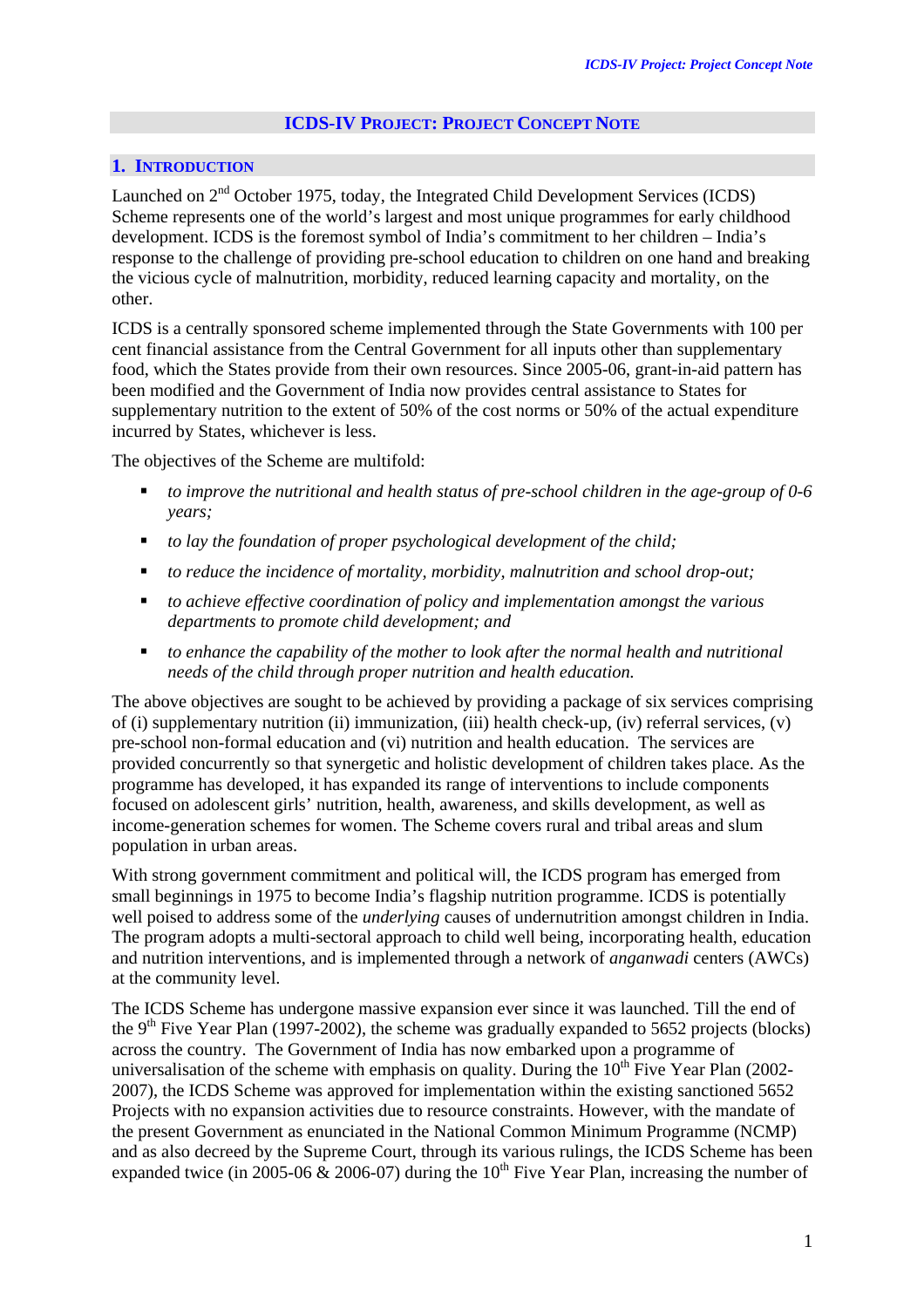# ICDS-IV Project: Project Concept Note

## 1. Introduction

Launched on 2nd October 1975, today, the Integrated Child Development Services (ICDS) Scheme represents one of the world's largest and most unique programmes for early childhood development. ICDS is the foremost symbol of India's commitment to her children – India's response to the challenge of providing pre-school education to children on one hand and breaking the vicious cycle of malnutrition, morbidity, reduced learning capacity and mortality, on the other.

ICDS is a centrally sponsored scheme implemented through the State Governments with 100 per cent financial assistance from the Central Government for all inputs other than supplementary food, which the States provide from their own resources. Since 2005-06, grant-in-aid pattern has been modified and the Government of India now provides central assistance to States for supplementary nutrition to the extent of 50% of the cost norms or 50% of the actual expenditure incurred by States, whichever is less.

The objectives of the Scheme are multifold:

- *to improve the nutritional and health status of pre-school children in the age-group of 0-6 years;*
- *to lay the foundation of proper psychological development of the child;*
- *to reduce the incidence of mortality, morbidity, malnutrition and school drop-out;*
- *to achieve effective coordination of policy and implementation amongst the various departments to promote child development; and*
- *to enhance the capability of the mother to look after the normal health and nutritional needs of the child through proper nutrition and health education.*

The above objectives are sought to be achieved by providing a package of six services comprising of (i) supplementary nutrition (ii) immunization, (iii) health check-up, (iv) referral services, (v) pre-school non-formal education and (vi) nutrition and health education. The services are provided concurrently so that synergetic and holistic development of children takes place. As the programme has developed, it has expanded its range of interventions to include components focused on adolescent girls' nutrition, health, awareness, and skills development, as well as income-generation schemes for women. The Scheme covers rural and tribal areas and slum population in urban areas.

With strong government commitment and political will, the ICDS program has emerged from small beginnings in 1975 to become India's flagship nutrition programme. ICDS is potentially well poised to address some of the *underlying* causes of undernutrition amongst children in India. The program adopts a multi-sectoral approach to child well being, incorporating health, education and nutrition interventions, and is implemented through a network of *anganwadi* centers (AWCs) at the community level.

The ICDS Scheme has undergone massive expansion ever since it was launched. Till the end of the 9th Five Year Plan (1997-2002), the scheme was gradually expanded to 5652 projects (blocks) across the country. The Government of India has now embarked upon a programme of universalisation of the scheme with emphasis on quality. During the 10th Five Year Plan (2002-2007), the ICDS Scheme was approved for implementation within the existing sanctioned 5652 Projects with no expansion activities due to resource constraints. However, with the mandate of the present Government as enunciated in the National Common Minimum Programme (NCMP) and as also decreed by the Supreme Court, through its various rulings, the ICDS Scheme has been expanded twice (in 2005-06 & 2006-07) during the 10th Five Year Plan, increasing the number of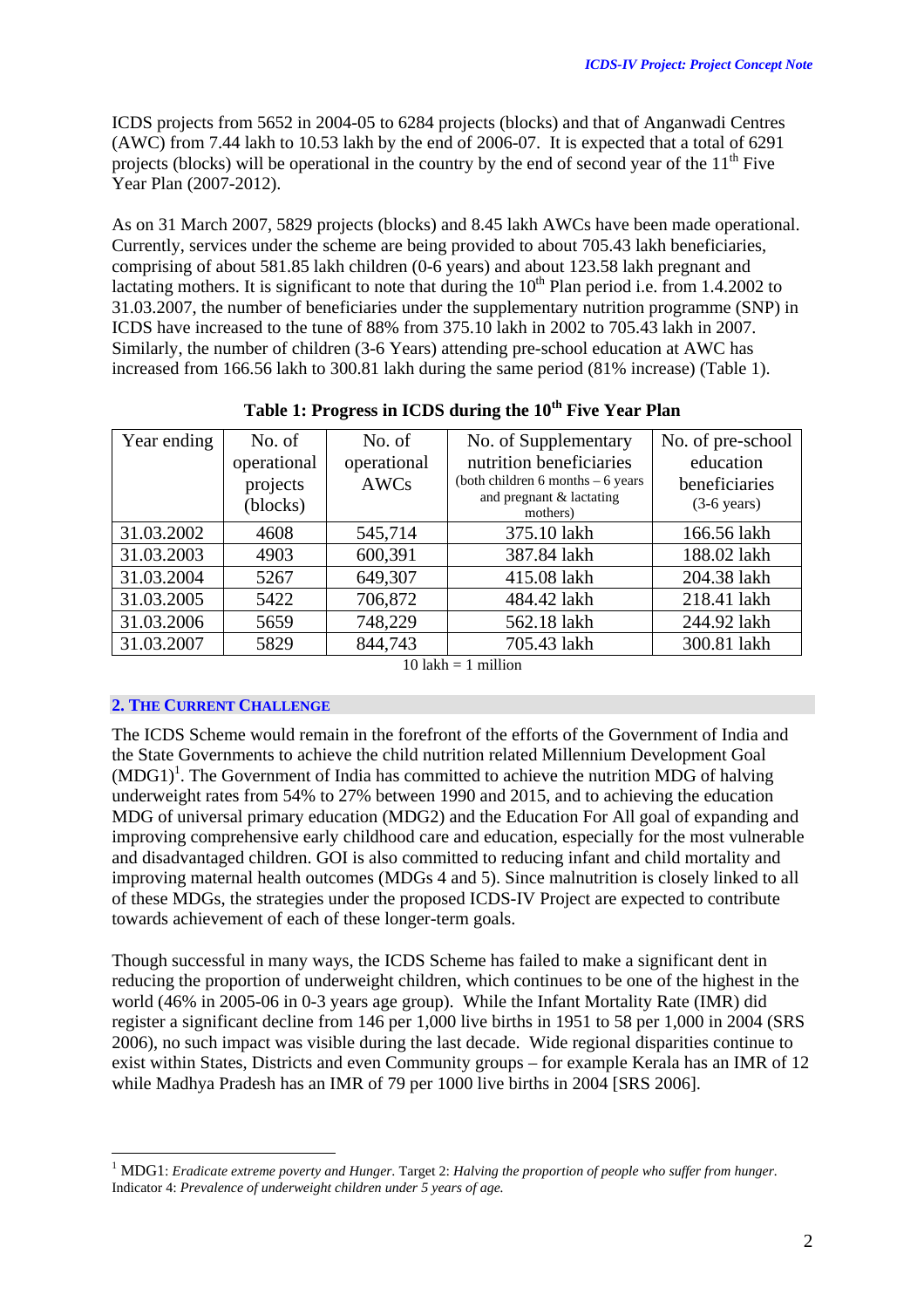ICDS projects from 5652 in 2004-05 to 6284 projects (blocks) and that of Anganwadi Centres (AWC) from 7.44 lakh to 10.53 lakh by the end of 2006-07. It is expected that a total of 6291 projects (blocks) will be operational in the country by the end of second year of the 11th Five Year Plan (2007-2012).

As on 31 March 2007, 5829 projects (blocks) and 8.45 lakh AWCs have been made operational. Currently, services under the scheme are being provided to about 705.43 lakh beneficiaries, comprising of about 581.85 lakh children (0-6 years) and about 123.58 lakh pregnant and lactating mothers. It is significant to note that during the 10th Plan period i.e. from 1.4.2002 to 31.03.2007, the number of beneficiaries under the supplementary nutrition programme (SNP) in ICDS have increased to the tune of 88% from 375.10 lakh in 2002 to 705.43 lakh in 2007. Similarly, the number of children (3-6 Years) attending pre-school education at AWC has increased from 166.56 lakh to 300.81 lakh during the same period (81% increase) (Table 1).

**Table 1: Progress in ICDS during the 10th Five Year Plan**

| Year ending | No. of operational projects (blocks) | No. of operational AWCs | No. of Supplementary nutrition beneficiaries (both children 6 months – 6 years and pregnant & lactating mothers) | No. of pre-school education beneficiaries (3-6 years) |
|---|---|---|---|---|
| 31.03.2002 | 4608 | 545,714 | 375.10 lakh | 166.56 lakh |
| 31.03.2003 | 4903 | 600,391 | 387.84 lakh | 188.02 lakh |
| 31.03.2004 | 5267 | 649,307 | 415.08 lakh | 204.38 lakh |
| 31.03.2005 | 5422 | 706,872 | 484.42 lakh | 218.41 lakh |
| 31.03.2006 | 5659 | 748,229 | 562.18 lakh | 244.92 lakh |
| 31.03.2007 | 5829 | 844,743 | 705.43 lakh | 300.81 lakh |

10 lakh = 1 million

## 2. THE CURRENT CHALLENGE

The ICDS Scheme would remain in the forefront of the efforts of the Government of India and the State Governments to achieve the child nutrition related Millennium Development Goal (MDG1)[1]. The Government of India has committed to achieve the nutrition MDG of halving underweight rates from 54% to 27% between 1990 and 2015, and to achieving the education MDG of universal primary education (MDG2) and the Education For All goal of expanding and improving comprehensive early childhood care and education, especially for the most vulnerable and disadvantaged children. GOI is also committed to reducing infant and child mortality and improving maternal health outcomes (MDGs 4 and 5). Since malnutrition is closely linked to all of these MDGs, the strategies under the proposed ICDS-IV Project are expected to contribute towards achievement of each of these longer-term goals.

Though successful in many ways, the ICDS Scheme has failed to make a significant dent in reducing the proportion of underweight children, which continues to be one of the highest in the world (46% in 2005-06 in 0-3 years age group). While the Infant Mortality Rate (IMR) did register a significant decline from 146 per 1,000 live births in 1951 to 58 per 1,000 in 2004 (SRS 2006), no such impact was visible during the last decade. Wide regional disparities continue to exist within States, Districts and even Community groups – for example Kerala has an IMR of 12 while Madhya Pradesh has an IMR of 79 per 1000 live births in 2004 [SRS 2006].

[1] MDG1: *Eradicate extreme poverty and Hunger.* Target 2: *Halving the proportion of people who suffer from hunger.* Indicator 4: *Prevalence of underweight children under 5 years of age.*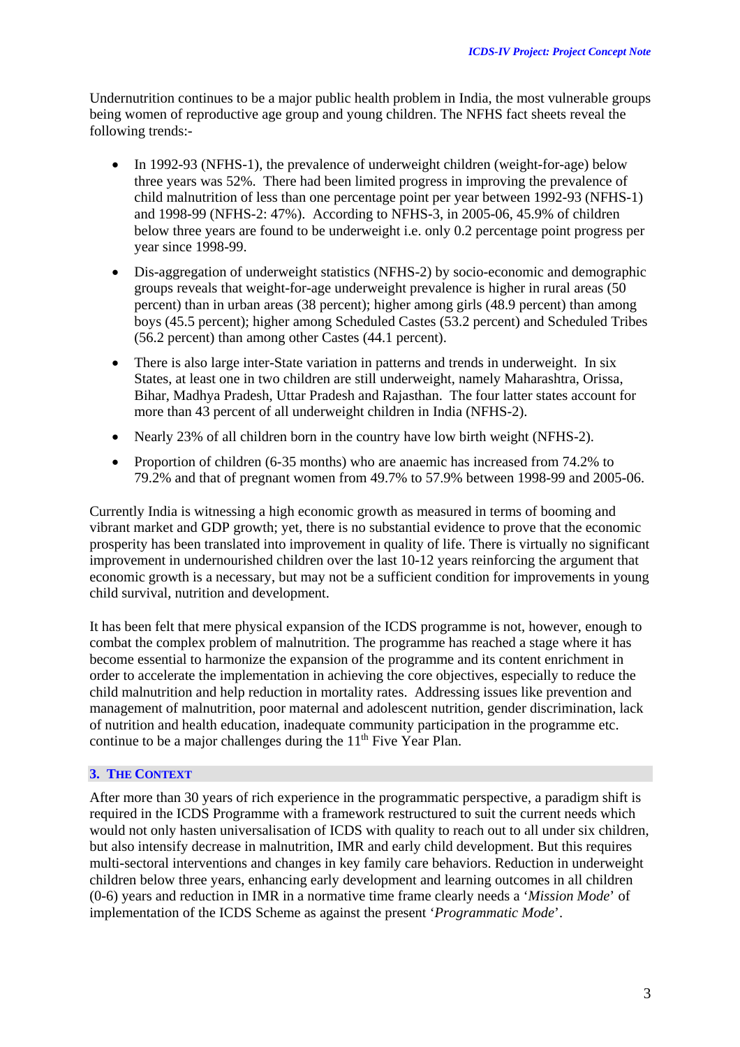Undernutrition continues to be a major public health problem in India, the most vulnerable groups being women of reproductive age group and young children. The NFHS fact sheets reveal the following trends:-

- In 1992-93 (NFHS-1), the prevalence of underweight children (weight-for-age) below three years was 52%. There had been limited progress in improving the prevalence of child malnutrition of less than one percentage point per year between 1992-93 (NFHS-1) and 1998-99 (NFHS-2: 47%). According to NFHS-3, in 2005-06, 45.9% of children below three years are found to be underweight i.e. only 0.2 percentage point progress per year since 1998-99.
- Dis-aggregation of underweight statistics (NFHS-2) by socio-economic and demographic groups reveals that weight-for-age underweight prevalence is higher in rural areas (50 percent) than in urban areas (38 percent); higher among girls (48.9 percent) than among boys (45.5 percent); higher among Scheduled Castes (53.2 percent) and Scheduled Tribes (56.2 percent) than among other Castes (44.1 percent).
- There is also large inter-State variation in patterns and trends in underweight. In six States, at least one in two children are still underweight, namely Maharashtra, Orissa, Bihar, Madhya Pradesh, Uttar Pradesh and Rajasthan. The four latter states account for more than 43 percent of all underweight children in India (NFHS-2).
- Nearly 23% of all children born in the country have low birth weight (NFHS-2).
- Proportion of children (6-35 months) who are anaemic has increased from 74.2% to 79.2% and that of pregnant women from 49.7% to 57.9% between 1998-99 and 2005-06.

Currently India is witnessing a high economic growth as measured in terms of booming and vibrant market and GDP growth; yet, there is no substantial evidence to prove that the economic prosperity has been translated into improvement in quality of life. There is virtually no significant improvement in undernourished children over the last 10-12 years reinforcing the argument that economic growth is a necessary, but may not be a sufficient condition for improvements in young child survival, nutrition and development.

It has been felt that mere physical expansion of the ICDS programme is not, however, enough to combat the complex problem of malnutrition. The programme has reached a stage where it has become essential to harmonize the expansion of the programme and its content enrichment in order to accelerate the implementation in achieving the core objectives, especially to reduce the child malnutrition and help reduction in mortality rates. Addressing issues like prevention and management of malnutrition, poor maternal and adolescent nutrition, gender discrimination, lack of nutrition and health education, inadequate community participation in the programme etc. continue to be a major challenges during the 11th Five Year Plan.

## 3. The Context

After more than 30 years of rich experience in the programmatic perspective, a paradigm shift is required in the ICDS Programme with a framework restructured to suit the current needs which would not only hasten universalisation of ICDS with quality to reach out to all under six children, but also intensify decrease in malnutrition, IMR and early child development. But this requires multi-sectoral interventions and changes in key family care behaviors. Reduction in underweight children below three years, enhancing early development and learning outcomes in all children (0-6) years and reduction in IMR in a normative time frame clearly needs a '*Mission Mode*' of implementation of the ICDS Scheme as against the present '*Programmatic Mode*'.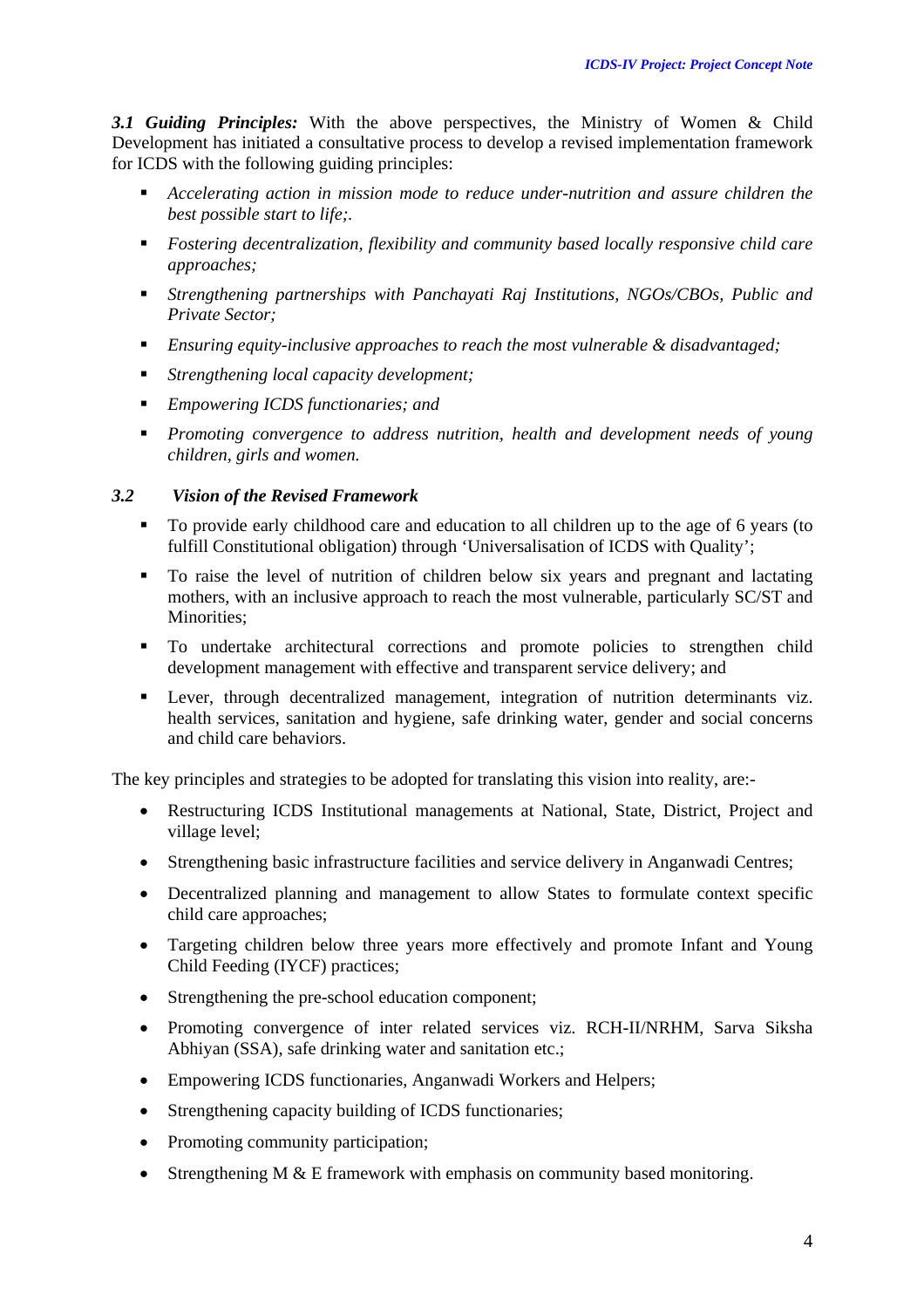***3.1 Guiding Principles:*** With the above perspectives, the Ministry of Women & Child Development has initiated a consultative process to develop a revised implementation framework for ICDS with the following guiding principles:

- *Accelerating action in mission mode to reduce under-nutrition and assure children the best possible start to life;.*
- *Fostering decentralization, flexibility and community based locally responsive child care approaches;*
- *Strengthening partnerships with Panchayati Raj Institutions, NGOs/CBOs, Public and Private Sector;*
- *Ensuring equity-inclusive approaches to reach the most vulnerable & disadvantaged;*
- *Strengthening local capacity development;*
- *Empowering ICDS functionaries; and*
- *Promoting convergence to address nutrition, health and development needs of young children, girls and women.*

### *3.2 Vision of the Revised Framework*

- To provide early childhood care and education to all children up to the age of 6 years (to fulfill Constitutional obligation) through 'Universalisation of ICDS with Quality';
- To raise the level of nutrition of children below six years and pregnant and lactating mothers, with an inclusive approach to reach the most vulnerable, particularly SC/ST and Minorities;
- To undertake architectural corrections and promote policies to strengthen child development management with effective and transparent service delivery; and
- Lever, through decentralized management, integration of nutrition determinants viz. health services, sanitation and hygiene, safe drinking water, gender and social concerns and child care behaviors.

The key principles and strategies to be adopted for translating this vision into reality, are:-

- Restructuring ICDS Institutional managements at National, State, District, Project and village level;
- Strengthening basic infrastructure facilities and service delivery in Anganwadi Centres;
- Decentralized planning and management to allow States to formulate context specific child care approaches;
- Targeting children below three years more effectively and promote Infant and Young Child Feeding (IYCF) practices;
- Strengthening the pre-school education component;
- Promoting convergence of inter related services viz. RCH-II/NRHM, Sarva Siksha Abhiyan (SSA), safe drinking water and sanitation etc.;
- Empowering ICDS functionaries, Anganwadi Workers and Helpers;
- Strengthening capacity building of ICDS functionaries;
- Promoting community participation;
- Strengthening M & E framework with emphasis on community based monitoring.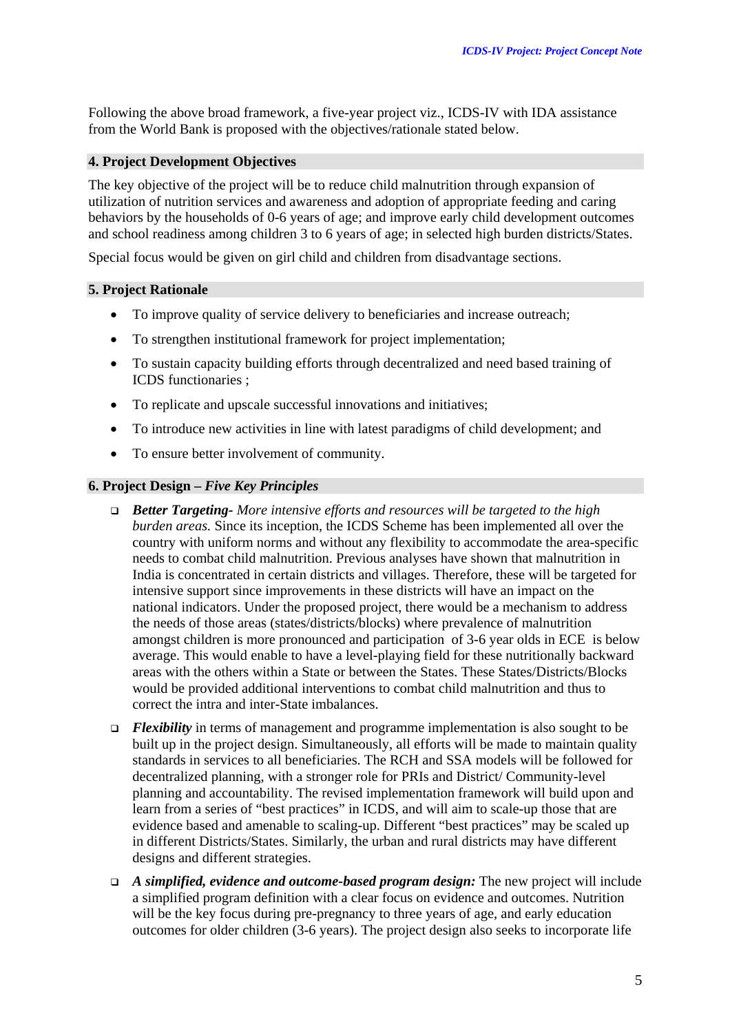Following the above broad framework, a five-year project viz., ICDS-IV with IDA assistance from the World Bank is proposed with the objectives/rationale stated below.

## 4. Project Development Objectives

The key objective of the project will be to reduce child malnutrition through expansion of utilization of nutrition services and awareness and adoption of appropriate feeding and caring behaviors by the households of 0-6 years of age; and improve early child development outcomes and school readiness among children 3 to 6 years of age; in selected high burden districts/States.

Special focus would be given on girl child and children from disadvantage sections.

## 5. Project Rationale

- To improve quality of service delivery to beneficiaries and increase outreach;
- To strengthen institutional framework for project implementation;
- To sustain capacity building efforts through decentralized and need based training of ICDS functionaries ;
- To replicate and upscale successful innovations and initiatives;
- To introduce new activities in line with latest paradigms of child development; and
- To ensure better involvement of community.

## 6. Project Design – *Five Key Principles*

- ***Better Targeting****- More intensive efforts and resources will be targeted to the high burden areas.* Since its inception, the ICDS Scheme has been implemented all over the country with uniform norms and without any flexibility to accommodate the area-specific needs to combat child malnutrition. Previous analyses have shown that malnutrition in India is concentrated in certain districts and villages. Therefore, these will be targeted for intensive support since improvements in these districts will have an impact on the national indicators. Under the proposed project, there would be a mechanism to address the needs of those areas (states/districts/blocks) where prevalence of malnutrition amongst children is more pronounced and participation of 3-6 year olds in ECE is below average. This would enable to have a level-playing field for these nutritionally backward areas with the others within a State or between the States. These States/Districts/Blocks would be provided additional interventions to combat child malnutrition and thus to correct the intra and inter-State imbalances.
- ***Flexibility*** in terms of management and programme implementation is also sought to be built up in the project design. Simultaneously, all efforts will be made to maintain quality standards in services to all beneficiaries. The RCH and SSA models will be followed for decentralized planning, with a stronger role for PRIs and District/ Community-level planning and accountability. The revised implementation framework will build upon and learn from a series of "best practices" in ICDS, and will aim to scale-up those that are evidence based and amenable to scaling-up. Different "best practices" may be scaled up in different Districts/States. Similarly, the urban and rural districts may have different designs and different strategies.
- ***A simplified, evidence and outcome-based program design:*** The new project will include a simplified program definition with a clear focus on evidence and outcomes. Nutrition will be the key focus during pre-pregnancy to three years of age, and early education outcomes for older children (3-6 years). The project design also seeks to incorporate life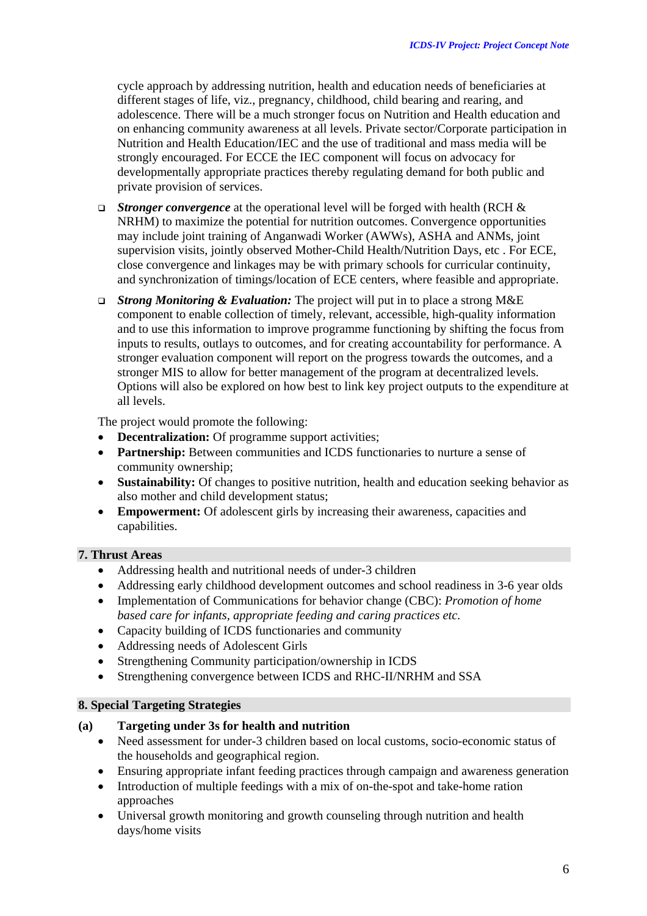cycle approach by addressing nutrition, health and education needs of beneficiaries at different stages of life, viz., pregnancy, childhood, child bearing and rearing, and adolescence. There will be a much stronger focus on Nutrition and Health education and on enhancing community awareness at all levels. Private sector/Corporate participation in Nutrition and Health Education/IEC and the use of traditional and mass media will be strongly encouraged. For ECCE the IEC component will focus on advocacy for developmentally appropriate practices thereby regulating demand for both public and private provision of services.

- ***Stronger convergence*** at the operational level will be forged with health (RCH & NRHM) to maximize the potential for nutrition outcomes. Convergence opportunities may include joint training of Anganwadi Worker (AWWs), ASHA and ANMs, joint supervision visits, jointly observed Mother-Child Health/Nutrition Days, etc . For ECE, close convergence and linkages may be with primary schools for curricular continuity, and synchronization of timings/location of ECE centers, where feasible and appropriate.
- ***Strong Monitoring & Evaluation:*** The project will put in to place a strong M&E component to enable collection of timely, relevant, accessible, high-quality information and to use this information to improve programme functioning by shifting the focus from inputs to results, outlays to outcomes, and for creating accountability for performance. A stronger evaluation component will report on the progress towards the outcomes, and a stronger MIS to allow for better management of the program at decentralized levels. Options will also be explored on how best to link key project outputs to the expenditure at all levels.

The project would promote the following:

- **Decentralization:** Of programme support activities;
- **Partnership:** Between communities and ICDS functionaries to nurture a sense of community ownership;
- **Sustainability:** Of changes to positive nutrition, health and education seeking behavior as also mother and child development status;
- **Empowerment:** Of adolescent girls by increasing their awareness, capacities and capabilities.

## 7. Thrust Areas

- Addressing health and nutritional needs of under-3 children
- Addressing early childhood development outcomes and school readiness in 3-6 year olds
- Implementation of Communications for behavior change (CBC): *Promotion of home based care for infants, appropriate feeding and caring practices etc.*
- Capacity building of ICDS functionaries and community
- Addressing needs of Adolescent Girls
- Strengthening Community participation/ownership in ICDS
- Strengthening convergence between ICDS and RHC-II/NRHM and SSA

## 8. Special Targeting Strategies

### (a) Targeting under 3s for health and nutrition

- Need assessment for under-3 children based on local customs, socio-economic status of the households and geographical region.
- Ensuring appropriate infant feeding practices through campaign and awareness generation
- Introduction of multiple feedings with a mix of on-the-spot and take-home ration approaches
- Universal growth monitoring and growth counseling through nutrition and health days/home visits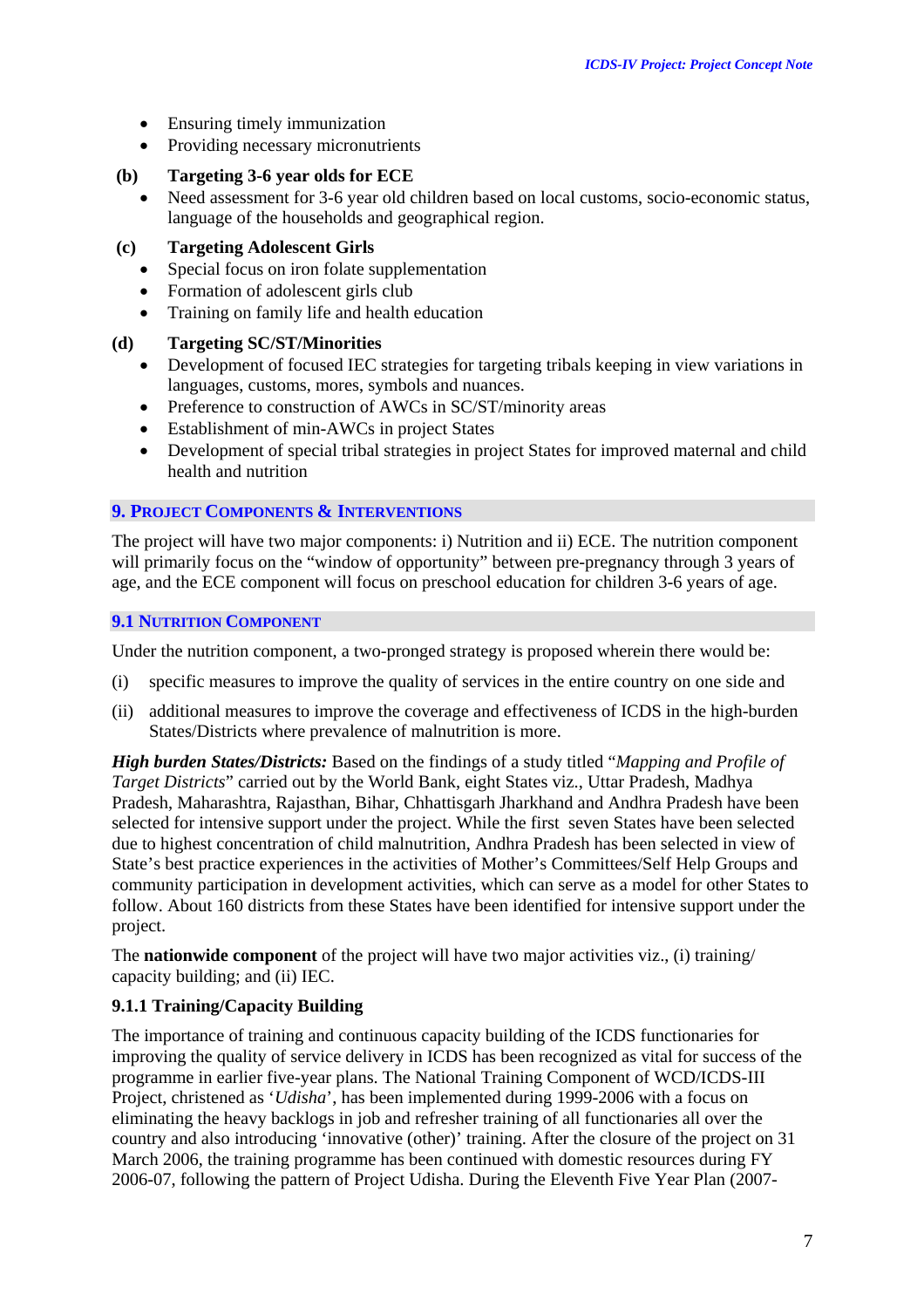- Ensuring timely immunization
- Providing necessary micronutrients

**(b) Targeting 3-6 year olds for ECE**

- Need assessment for 3-6 year old children based on local customs, socio-economic status, language of the households and geographical region.

**(c) Targeting Adolescent Girls**

- Special focus on iron folate supplementation
- Formation of adolescent girls club
- Training on family life and health education

**(d) Targeting SC/ST/Minorities**

- Development of focused IEC strategies for targeting tribals keeping in view variations in languages, customs, mores, symbols and nuances.
- Preference to construction of AWCs in SC/ST/minority areas
- Establishment of min-AWCs in project States
- Development of special tribal strategies in project States for improved maternal and child health and nutrition

## 9. PROJECT COMPONENTS & INTERVENTIONS

The project will have two major components: i) Nutrition and ii) ECE. The nutrition component will primarily focus on the "window of opportunity" between pre-pregnancy through 3 years of age, and the ECE component will focus on preschool education for children 3-6 years of age.

### 9.1 NUTRITION COMPONENT

Under the nutrition component, a two-pronged strategy is proposed wherein there would be:

(i) specific measures to improve the quality of services in the entire country on one side and

(ii) additional measures to improve the coverage and effectiveness of ICDS in the high-burden States/Districts where prevalence of malnutrition is more.

***High burden States/Districts:*** Based on the findings of a study titled "*Mapping and Profile of Target Districts*" carried out by the World Bank, eight States viz., Uttar Pradesh, Madhya Pradesh, Maharashtra, Rajasthan, Bihar, Chhattisgarh Jharkhand and Andhra Pradesh have been selected for intensive support under the project. While the first seven States have been selected due to highest concentration of child malnutrition, Andhra Pradesh has been selected in view of State's best practice experiences in the activities of Mother's Committees/Self Help Groups and community participation in development activities, which can serve as a model for other States to follow. About 160 districts from these States have been identified for intensive support under the project.

The **nationwide component** of the project will have two major activities viz., (i) training/ capacity building; and (ii) IEC.

#### 9.1.1 Training/Capacity Building

The importance of training and continuous capacity building of the ICDS functionaries for improving the quality of service delivery in ICDS has been recognized as vital for success of the programme in earlier five-year plans. The National Training Component of WCD/ICDS-III Project, christened as '*Udisha*', has been implemented during 1999-2006 with a focus on eliminating the heavy backlogs in job and refresher training of all functionaries all over the country and also introducing 'innovative (other)' training. After the closure of the project on 31 March 2006, the training programme has been continued with domestic resources during FY 2006-07, following the pattern of Project Udisha. During the Eleventh Five Year Plan (2007-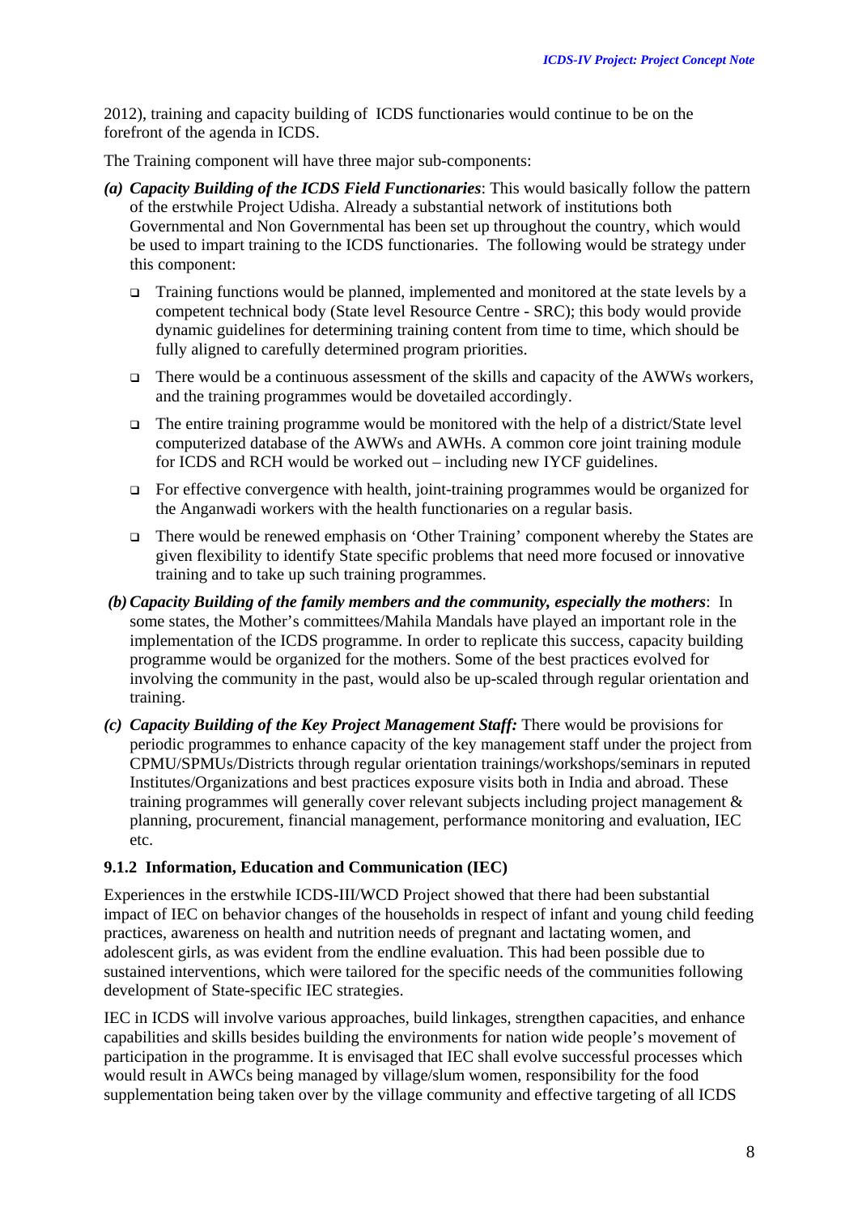2012), training and capacity building of ICDS functionaries would continue to be on the forefront of the agenda in ICDS.

The Training component will have three major sub-components:

*(a)* ***Capacity Building of the ICDS Field Functionaries***: This would basically follow the pattern of the erstwhile Project Udisha. Already a substantial network of institutions both Governmental and Non Governmental has been set up throughout the country, which would be used to impart training to the ICDS functionaries. The following would be strategy under this component:

- Training functions would be planned, implemented and monitored at the state levels by a competent technical body (State level Resource Centre - SRC); this body would provide dynamic guidelines for determining training content from time to time, which should be fully aligned to carefully determined program priorities.
- There would be a continuous assessment of the skills and capacity of the AWWs workers, and the training programmes would be dovetailed accordingly.
- The entire training programme would be monitored with the help of a district/State level computerized database of the AWWs and AWHs. A common core joint training module for ICDS and RCH would be worked out – including new IYCF guidelines.
- For effective convergence with health, joint-training programmes would be organized for the Anganwadi workers with the health functionaries on a regular basis.
- There would be renewed emphasis on 'Other Training' component whereby the States are given flexibility to identify State specific problems that need more focused or innovative training and to take up such training programmes.

*(b)* ***Capacity Building of the family members and the community, especially the mothers***: In some states, the Mother's committees/Mahila Mandals have played an important role in the implementation of the ICDS programme. In order to replicate this success, capacity building programme would be organized for the mothers. Some of the best practices evolved for involving the community in the past, would also be up-scaled through regular orientation and training.

*(c)* ***Capacity Building of the Key Project Management Staff:*** There would be provisions for periodic programmes to enhance capacity of the key management staff under the project from CPMU/SPMUs/Districts through regular orientation trainings/workshops/seminars in reputed Institutes/Organizations and best practices exposure visits both in India and abroad. These training programmes will generally cover relevant subjects including project management & planning, procurement, financial management, performance monitoring and evaluation, IEC etc.

### 9.1.2 Information, Education and Communication (IEC)

Experiences in the erstwhile ICDS-III/WCD Project showed that there had been substantial impact of IEC on behavior changes of the households in respect of infant and young child feeding practices, awareness on health and nutrition needs of pregnant and lactating women, and adolescent girls, as was evident from the endline evaluation. This had been possible due to sustained interventions, which were tailored for the specific needs of the communities following development of State-specific IEC strategies.

IEC in ICDS will involve various approaches, build linkages, strengthen capacities, and enhance capabilities and skills besides building the environments for nation wide people's movement of participation in the programme. It is envisaged that IEC shall evolve successful processes which would result in AWCs being managed by village/slum women, responsibility for the food supplementation being taken over by the village community and effective targeting of all ICDS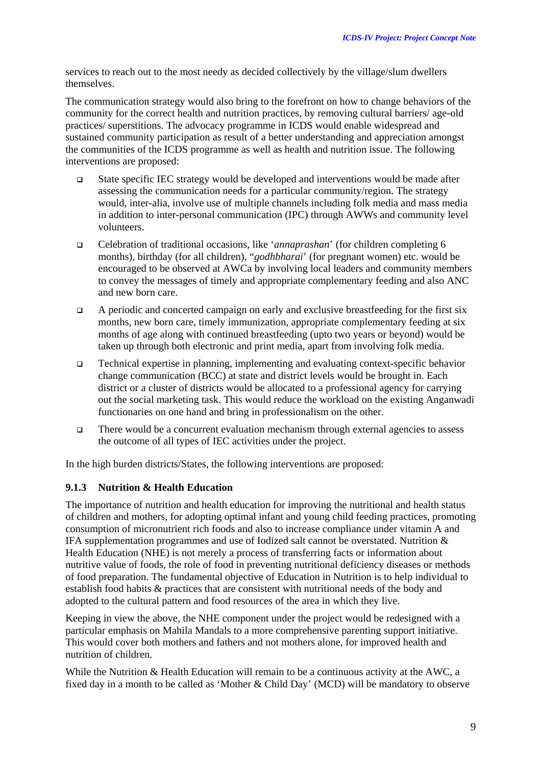services to reach out to the most needy as decided collectively by the village/slum dwellers themselves.

The communication strategy would also bring to the forefront on how to change behaviors of the community for the correct health and nutrition practices, by removing cultural barriers/ age-old practices/ superstitions. The advocacy programme in ICDS would enable widespread and sustained community participation as result of a better understanding and appreciation amongst the communities of the ICDS programme as well as health and nutrition issue. The following interventions are proposed:

- State specific IEC strategy would be developed and interventions would be made after assessing the communication needs for a particular community/region. The strategy would, inter-alia, involve use of multiple channels including folk media and mass media in addition to inter-personal communication (IPC) through AWWs and community level volunteers.
- Celebration of traditional occasions, like '*annaprashan*' (for children completing 6 months), birthday (for all children), "*godhbharai*' (for pregnant women) etc. would be encouraged to be observed at AWCa by involving local leaders and community members to convey the messages of timely and appropriate complementary feeding and also ANC and new born care.
- A periodic and concerted campaign on early and exclusive breastfeeding for the first six months, new born care, timely immunization, appropriate complementary feeding at six months of age along with continued breastfeeding (upto two years or beyond) would be taken up through both electronic and print media, apart from involving folk media.
- Technical expertise in planning, implementing and evaluating context-specific behavior change communication (BCC) at state and district levels would be brought in. Each district or a cluster of districts would be allocated to a professional agency for carrying out the social marketing task. This would reduce the workload on the existing Anganwadi functionaries on one hand and bring in professionalism on the other.
- There would be a concurrent evaluation mechanism through external agencies to assess the outcome of all types of IEC activities under the project.

In the high burden districts/States, the following interventions are proposed:

### 9.1.3 Nutrition & Health Education

The importance of nutrition and health education for improving the nutritional and health status of children and mothers, for adopting optimal infant and young child feeding practices, promoting consumption of micronutrient rich foods and also to increase compliance under vitamin A and IFA supplementation programmes and use of Iodized salt cannot be overstated. Nutrition & Health Education (NHE) is not merely a process of transferring facts or information about nutritive value of foods, the role of food in preventing nutritional deficiency diseases or methods of food preparation. The fundamental objective of Education in Nutrition is to help individual to establish food habits & practices that are consistent with nutritional needs of the body and adopted to the cultural pattern and food resources of the area in which they live.

Keeping in view the above, the NHE component under the project would be redesigned with a particular emphasis on Mahila Mandals to a more comprehensive parenting support initiative. This would cover both mothers and fathers and not mothers alone, for improved health and nutrition of children.

While the Nutrition & Health Education will remain to be a continuous activity at the AWC, a fixed day in a month to be called as 'Mother & Child Day' (MCD) will be mandatory to observe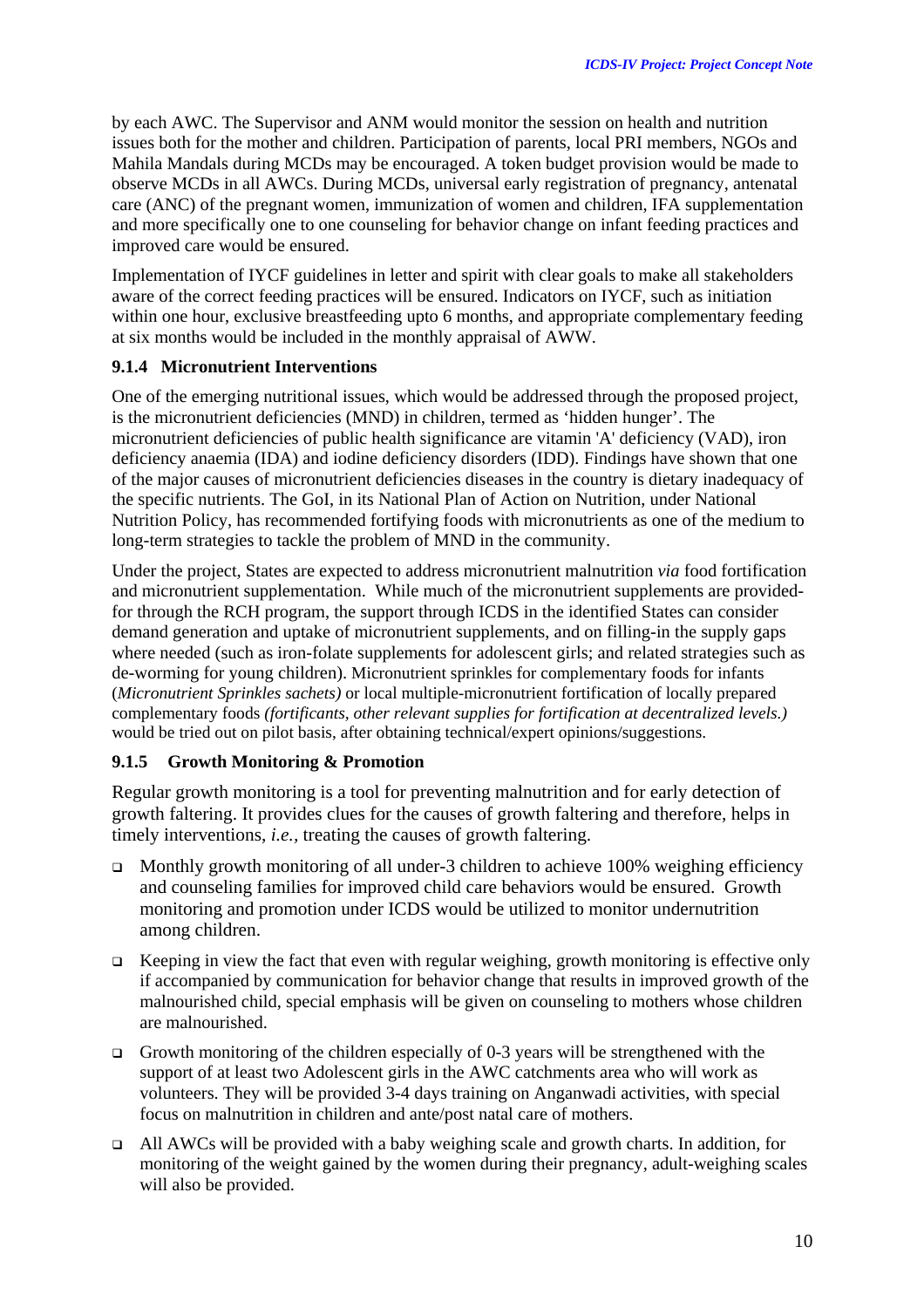by each AWC. The Supervisor and ANM would monitor the session on health and nutrition issues both for the mother and children. Participation of parents, local PRI members, NGOs and Mahila Mandals during MCDs may be encouraged. A token budget provision would be made to observe MCDs in all AWCs. During MCDs, universal early registration of pregnancy, antenatal care (ANC) of the pregnant women, immunization of women and children, IFA supplementation and more specifically one to one counseling for behavior change on infant feeding practices and improved care would be ensured.

Implementation of IYCF guidelines in letter and spirit with clear goals to make all stakeholders aware of the correct feeding practices will be ensured. Indicators on IYCF, such as initiation within one hour, exclusive breastfeeding upto 6 months, and appropriate complementary feeding at six months would be included in the monthly appraisal of AWW.

### 9.1.4 Micronutrient Interventions

One of the emerging nutritional issues, which would be addressed through the proposed project, is the micronutrient deficiencies (MND) in children, termed as 'hidden hunger'. The micronutrient deficiencies of public health significance are vitamin 'A' deficiency (VAD), iron deficiency anaemia (IDA) and iodine deficiency disorders (IDD). Findings have shown that one of the major causes of micronutrient deficiencies diseases in the country is dietary inadequacy of the specific nutrients. The GoI, in its National Plan of Action on Nutrition, under National Nutrition Policy, has recommended fortifying foods with micronutrients as one of the medium to long-term strategies to tackle the problem of MND in the community.

Under the project, States are expected to address micronutrient malnutrition *via* food fortification and micronutrient supplementation. While much of the micronutrient supplements are provided-for through the RCH program, the support through ICDS in the identified States can consider demand generation and uptake of micronutrient supplements, and on filling-in the supply gaps where needed (such as iron-folate supplements for adolescent girls; and related strategies such as de-worming for young children). Micronutrient sprinkles for complementary foods for infants (*Micronutrient Sprinkles sachets)* or local multiple-micronutrient fortification of locally prepared complementary foods *(fortificants, other relevant supplies for fortification at decentralized levels.)* would be tried out on pilot basis, after obtaining technical/expert opinions/suggestions.

### 9.1.5 Growth Monitoring & Promotion

Regular growth monitoring is a tool for preventing malnutrition and for early detection of growth faltering. It provides clues for the causes of growth faltering and therefore, helps in timely interventions, *i.e.*, treating the causes of growth faltering.

- Monthly growth monitoring of all under-3 children to achieve 100% weighing efficiency and counseling families for improved child care behaviors would be ensured. Growth monitoring and promotion under ICDS would be utilized to monitor undernutrition among children.
- Keeping in view the fact that even with regular weighing, growth monitoring is effective only if accompanied by communication for behavior change that results in improved growth of the malnourished child, special emphasis will be given on counseling to mothers whose children are malnourished.
- Growth monitoring of the children especially of 0-3 years will be strengthened with the support of at least two Adolescent girls in the AWC catchments area who will work as volunteers. They will be provided 3-4 days training on Anganwadi activities, with special focus on malnutrition in children and ante/post natal care of mothers.
- All AWCs will be provided with a baby weighing scale and growth charts. In addition, for monitoring of the weight gained by the women during their pregnancy, adult-weighing scales will also be provided.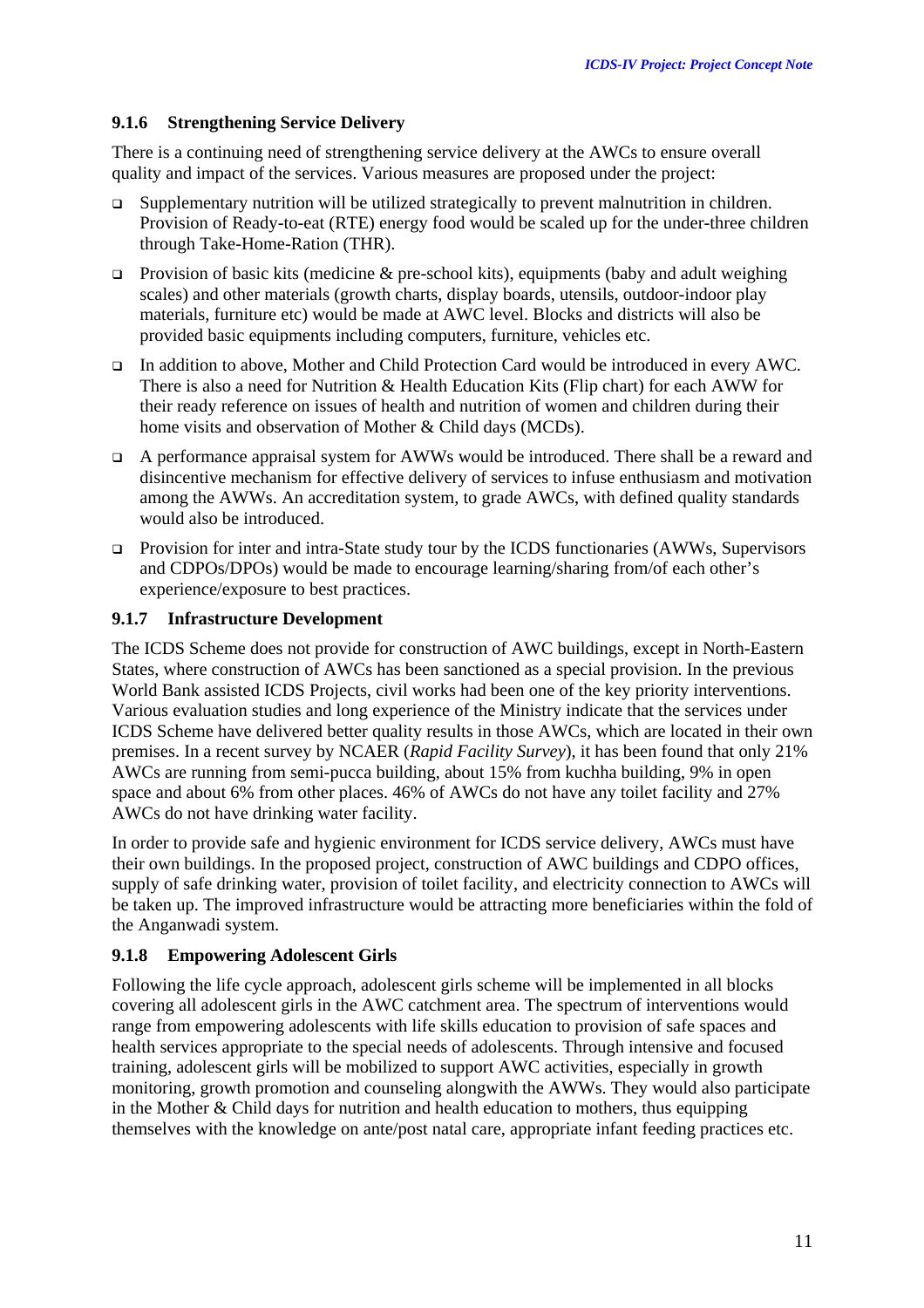### 9.1.6 Strengthening Service Delivery

There is a continuing need of strengthening service delivery at the AWCs to ensure overall quality and impact of the services. Various measures are proposed under the project:

- Supplementary nutrition will be utilized strategically to prevent malnutrition in children. Provision of Ready-to-eat (RTE) energy food would be scaled up for the under-three children through Take-Home-Ration (THR).
- Provision of basic kits (medicine & pre-school kits), equipments (baby and adult weighing scales) and other materials (growth charts, display boards, utensils, outdoor-indoor play materials, furniture etc) would be made at AWC level. Blocks and districts will also be provided basic equipments including computers, furniture, vehicles etc.
- In addition to above, Mother and Child Protection Card would be introduced in every AWC. There is also a need for Nutrition & Health Education Kits (Flip chart) for each AWW for their ready reference on issues of health and nutrition of women and children during their home visits and observation of Mother & Child days (MCDs).
- A performance appraisal system for AWWs would be introduced. There shall be a reward and disincentive mechanism for effective delivery of services to infuse enthusiasm and motivation among the AWWs. An accreditation system, to grade AWCs, with defined quality standards would also be introduced.
- Provision for inter and intra-State study tour by the ICDS functionaries (AWWs, Supervisors and CDPOs/DPOs) would be made to encourage learning/sharing from/of each other's experience/exposure to best practices.

### 9.1.7 Infrastructure Development

The ICDS Scheme does not provide for construction of AWC buildings, except in North-Eastern States, where construction of AWCs has been sanctioned as a special provision. In the previous World Bank assisted ICDS Projects, civil works had been one of the key priority interventions. Various evaluation studies and long experience of the Ministry indicate that the services under ICDS Scheme have delivered better quality results in those AWCs, which are located in their own premises. In a recent survey by NCAER (*Rapid Facility Survey*), it has been found that only 21% AWCs are running from semi-pucca building, about 15% from kuchha building, 9% in open space and about 6% from other places. 46% of AWCs do not have any toilet facility and 27% AWCs do not have drinking water facility.

In order to provide safe and hygienic environment for ICDS service delivery, AWCs must have their own buildings. In the proposed project, construction of AWC buildings and CDPO offices, supply of safe drinking water, provision of toilet facility, and electricity connection to AWCs will be taken up. The improved infrastructure would be attracting more beneficiaries within the fold of the Anganwadi system.

### 9.1.8 Empowering Adolescent Girls

Following the life cycle approach, adolescent girls scheme will be implemented in all blocks covering all adolescent girls in the AWC catchment area. The spectrum of interventions would range from empowering adolescents with life skills education to provision of safe spaces and health services appropriate to the special needs of adolescents. Through intensive and focused training, adolescent girls will be mobilized to support AWC activities, especially in growth monitoring, growth promotion and counseling alongwith the AWWs. They would also participate in the Mother & Child days for nutrition and health education to mothers, thus equipping themselves with the knowledge on ante/post natal care, appropriate infant feeding practices etc.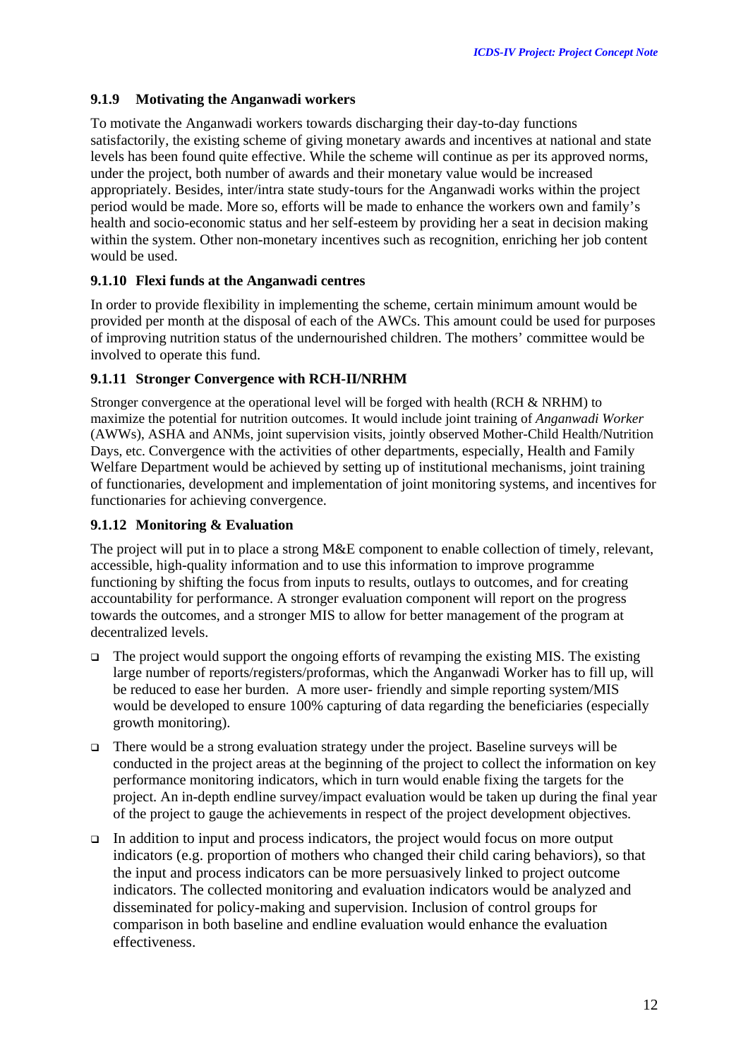### 9.1.9 Motivating the Anganwadi workers

To motivate the Anganwadi workers towards discharging their day-to-day functions satisfactorily, the existing scheme of giving monetary awards and incentives at national and state levels has been found quite effective. While the scheme will continue as per its approved norms, under the project, both number of awards and their monetary value would be increased appropriately. Besides, inter/intra state study-tours for the Anganwadi works within the project period would be made. More so, efforts will be made to enhance the workers own and family's health and socio-economic status and her self-esteem by providing her a seat in decision making within the system. Other non-monetary incentives such as recognition, enriching her job content would be used.

### 9.1.10 Flexi funds at the Anganwadi centres

In order to provide flexibility in implementing the scheme, certain minimum amount would be provided per month at the disposal of each of the AWCs. This amount could be used for purposes of improving nutrition status of the undernourished children. The mothers' committee would be involved to operate this fund.

### 9.1.11 Stronger Convergence with RCH-II/NRHM

Stronger convergence at the operational level will be forged with health (RCH & NRHM) to maximize the potential for nutrition outcomes. It would include joint training of *Anganwadi Worker* (AWWs), ASHA and ANMs, joint supervision visits, jointly observed Mother-Child Health/Nutrition Days, etc. Convergence with the activities of other departments, especially, Health and Family Welfare Department would be achieved by setting up of institutional mechanisms, joint training of functionaries, development and implementation of joint monitoring systems, and incentives for functionaries for achieving convergence.

### 9.1.12 Monitoring & Evaluation

The project will put in to place a strong M&E component to enable collection of timely, relevant, accessible, high-quality information and to use this information to improve programme functioning by shifting the focus from inputs to results, outlays to outcomes, and for creating accountability for performance. A stronger evaluation component will report on the progress towards the outcomes, and a stronger MIS to allow for better management of the program at decentralized levels.

- The project would support the ongoing efforts of revamping the existing MIS. The existing large number of reports/registers/proformas, which the Anganwadi Worker has to fill up, will be reduced to ease her burden. A more user- friendly and simple reporting system/MIS would be developed to ensure 100% capturing of data regarding the beneficiaries (especially growth monitoring).
- There would be a strong evaluation strategy under the project. Baseline surveys will be conducted in the project areas at the beginning of the project to collect the information on key performance monitoring indicators, which in turn would enable fixing the targets for the project. An in-depth endline survey/impact evaluation would be taken up during the final year of the project to gauge the achievements in respect of the project development objectives.
- In addition to input and process indicators, the project would focus on more output indicators (e.g. proportion of mothers who changed their child caring behaviors), so that the input and process indicators can be more persuasively linked to project outcome indicators. The collected monitoring and evaluation indicators would be analyzed and disseminated for policy-making and supervision. Inclusion of control groups for comparison in both baseline and endline evaluation would enhance the evaluation effectiveness.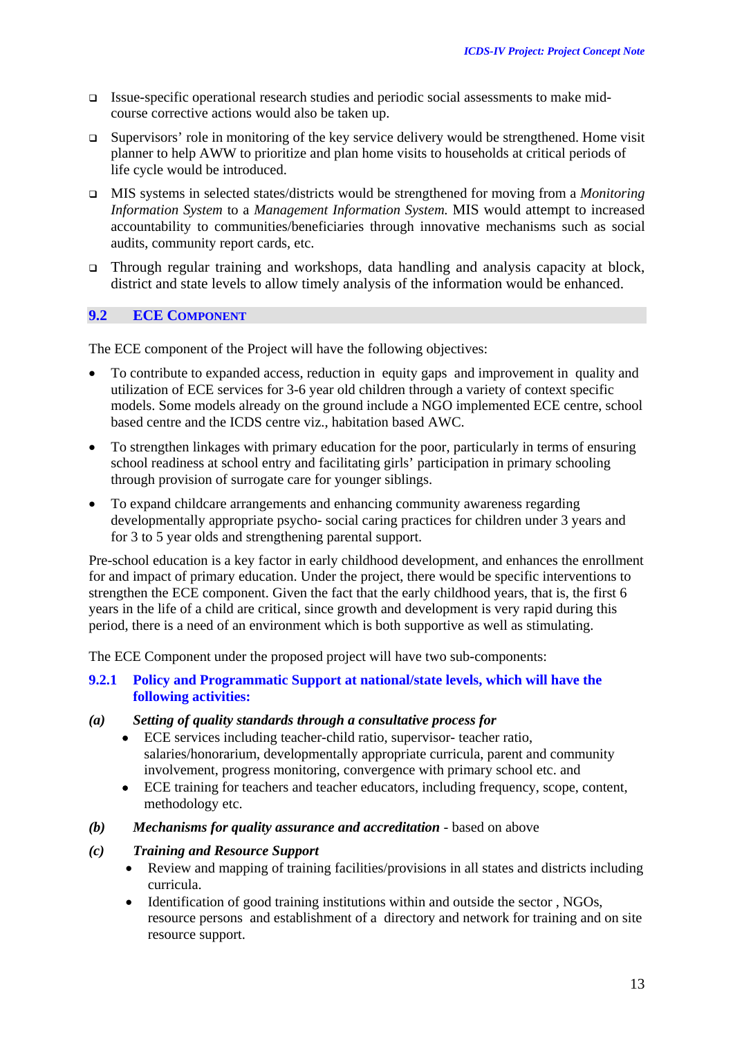- Issue-specific operational research studies and periodic social assessments to make mid-course corrective actions would also be taken up.
- Supervisors' role in monitoring of the key service delivery would be strengthened. Home visit planner to help AWW to prioritize and plan home visits to households at critical periods of life cycle would be introduced.
- MIS systems in selected states/districts would be strengthened for moving from a *Monitoring Information System* to a *Management Information System.* MIS would attempt to increased accountability to communities/beneficiaries through innovative mechanisms such as social audits, community report cards, etc.
- Through regular training and workshops, data handling and analysis capacity at block, district and state levels to allow timely analysis of the information would be enhanced.

## 9.2 ECE Component

The ECE component of the Project will have the following objectives:

- To contribute to expanded access, reduction in equity gaps and improvement in quality and utilization of ECE services for 3-6 year old children through a variety of context specific models. Some models already on the ground include a NGO implemented ECE centre, school based centre and the ICDS centre viz., habitation based AWC.
- To strengthen linkages with primary education for the poor, particularly in terms of ensuring school readiness at school entry and facilitating girls' participation in primary schooling through provision of surrogate care for younger siblings.
- To expand childcare arrangements and enhancing community awareness regarding developmentally appropriate psycho- social caring practices for children under 3 years and for 3 to 5 year olds and strengthening parental support.

Pre-school education is a key factor in early childhood development, and enhances the enrollment for and impact of primary education. Under the project, there would be specific interventions to strengthen the ECE component. Given the fact that the early childhood years, that is, the first 6 years in the life of a child are critical, since growth and development is very rapid during this period, there is a need of an environment which is both supportive as well as stimulating.

The ECE Component under the proposed project will have two sub-components:

### 9.2.1 Policy and Programmatic Support at national/state levels, which will have the following activities:

***(a) Setting of quality standards through a consultative process for***

- ECE services including teacher-child ratio, supervisor- teacher ratio, salaries/honorarium, developmentally appropriate curricula, parent and community involvement, progress monitoring, convergence with primary school etc. and
- ECE training for teachers and teacher educators, including frequency, scope, content, methodology etc.

***(b) Mechanisms for quality assurance and accreditation*** - based on above

***(c) Training and Resource Support***

- Review and mapping of training facilities/provisions in all states and districts including curricula.
- Identification of good training institutions within and outside the sector , NGOs, resource persons and establishment of a directory and network for training and on site resource support.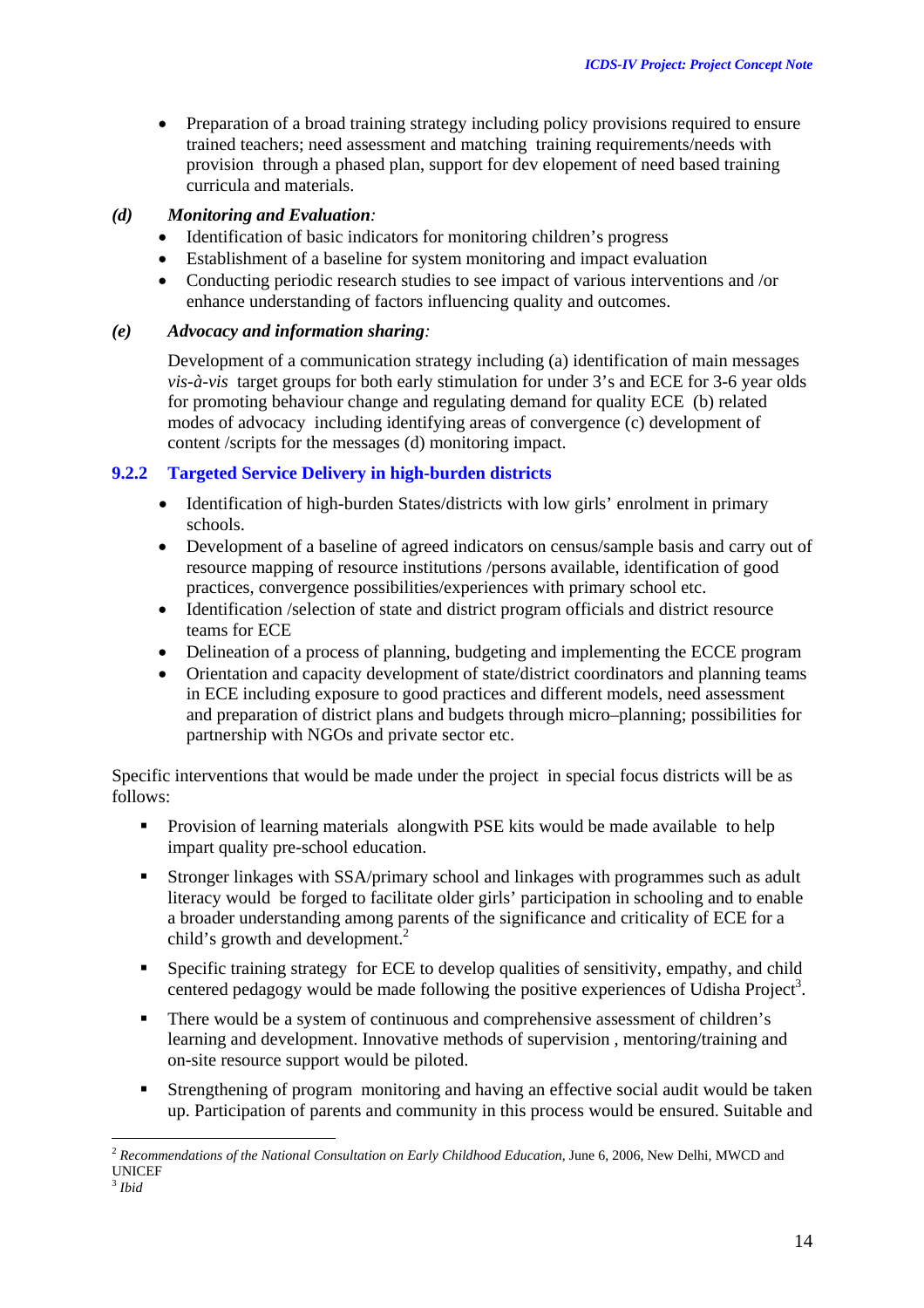- Preparation of a broad training strategy including policy provisions required to ensure trained teachers; need assessment and matching training requirements/needs with provision through a phased plan, support for dev elopement of need based training curricula and materials.

***(d) Monitoring and Evaluation:***

- Identification of basic indicators for monitoring children's progress
- Establishment of a baseline for system monitoring and impact evaluation
- Conducting periodic research studies to see impact of various interventions and /or enhance understanding of factors influencing quality and outcomes.

***(e) Advocacy and information sharing:***

Development of a communication strategy including (a) identification of main messages *vis-à-vis* target groups for both early stimulation for under 3's and ECE for 3-6 year olds for promoting behaviour change and regulating demand for quality ECE (b) related modes of advocacy including identifying areas of convergence (c) development of content /scripts for the messages (d) monitoring impact.

### 9.2.2 Targeted Service Delivery in high-burden districts

- Identification of high-burden States/districts with low girls' enrolment in primary schools.
- Development of a baseline of agreed indicators on census/sample basis and carry out of resource mapping of resource institutions /persons available, identification of good practices, convergence possibilities/experiences with primary school etc.
- Identification /selection of state and district program officials and district resource teams for ECE
- Delineation of a process of planning, budgeting and implementing the ECCE program
- Orientation and capacity development of state/district coordinators and planning teams in ECE including exposure to good practices and different models, need assessment and preparation of district plans and budgets through micro–planning; possibilities for partnership with NGOs and private sector etc.

Specific interventions that would be made under the project in special focus districts will be as follows:

- Provision of learning materials alongwith PSE kits would be made available to help impart quality pre-school education.
- Stronger linkages with SSA/primary school and linkages with programmes such as adult literacy would be forged to facilitate older girls' participation in schooling and to enable a broader understanding among parents of the significance and criticality of ECE for a child's growth and development.[2]
- Specific training strategy for ECE to develop qualities of sensitivity, empathy, and child centered pedagogy would be made following the positive experiences of Udisha Project[3].
- There would be a system of continuous and comprehensive assessment of children's learning and development. Innovative methods of supervision , mentoring/training and on-site resource support would be piloted.
- Strengthening of program monitoring and having an effective social audit would be taken up. Participation of parents and community in this process would be ensured. Suitable and

---

[2] *Recommendations of the National Consultation on Early Childhood Education*, June 6, 2006, New Delhi, MWCD and UNICEF

[3] *Ibid*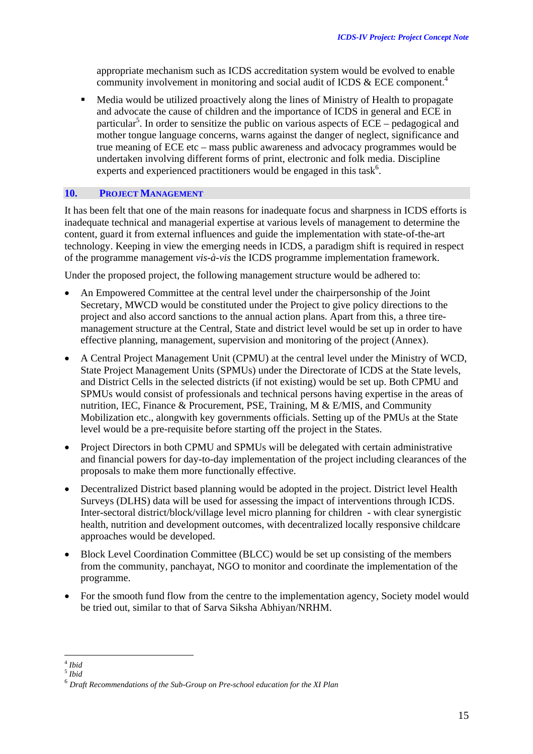appropriate mechanism such as ICDS accreditation system would be evolved to enable community involvement in monitoring and social audit of ICDS & ECE component.[4]

- Media would be utilized proactively along the lines of Ministry of Health to propagate and advocate the cause of children and the importance of ICDS in general and ECE in particular[5]. In order to sensitize the public on various aspects of ECE – pedagogical and mother tongue language concerns, warns against the danger of neglect, significance and true meaning of ECE etc – mass public awareness and advocacy programmes would be undertaken involving different forms of print, electronic and folk media. Discipline experts and experienced practitioners would be engaged in this task[6].

## 10. PROJECT MANAGEMENT

It has been felt that one of the main reasons for inadequate focus and sharpness in ICDS efforts is inadequate technical and managerial expertise at various levels of management to determine the content, guard it from external influences and guide the implementation with state-of-the-art technology. Keeping in view the emerging needs in ICDS, a paradigm shift is required in respect of the programme management *vis-à-vis* the ICDS programme implementation framework.

Under the proposed project, the following management structure would be adhered to:

- An Empowered Committee at the central level under the chairpersonship of the Joint Secretary, MWCD would be constituted under the Project to give policy directions to the project and also accord sanctions to the annual action plans. Apart from this, a three tire-management structure at the Central, State and district level would be set up in order to have effective planning, management, supervision and monitoring of the project (Annex).
- A Central Project Management Unit (CPMU) at the central level under the Ministry of WCD, State Project Management Units (SPMUs) under the Directorate of ICDS at the State levels, and District Cells in the selected districts (if not existing) would be set up. Both CPMU and SPMUs would consist of professionals and technical persons having expertise in the areas of nutrition, IEC, Finance & Procurement, PSE, Training, M & E/MIS, and Community Mobilization etc., alongwith key governments officials. Setting up of the PMUs at the State level would be a pre-requisite before starting off the project in the States.
- Project Directors in both CPMU and SPMUs will be delegated with certain administrative and financial powers for day-to-day implementation of the project including clearances of the proposals to make them more functionally effective.
- Decentralized District based planning would be adopted in the project. District level Health Surveys (DLHS) data will be used for assessing the impact of interventions through ICDS. Inter-sectoral district/block/village level micro planning for children - with clear synergistic health, nutrition and development outcomes, with decentralized locally responsive childcare approaches would be developed.
- Block Level Coordination Committee (BLCC) would be set up consisting of the members from the community, panchayat, NGO to monitor and coordinate the implementation of the programme.
- For the smooth fund flow from the centre to the implementation agency, Society model would be tried out, similar to that of Sarva Siksha Abhiyan/NRHM.

---

[4] *Ibid*

[5] *Ibid*

[6] *Draft Recommendations of the Sub-Group on Pre-school education for the XI Plan*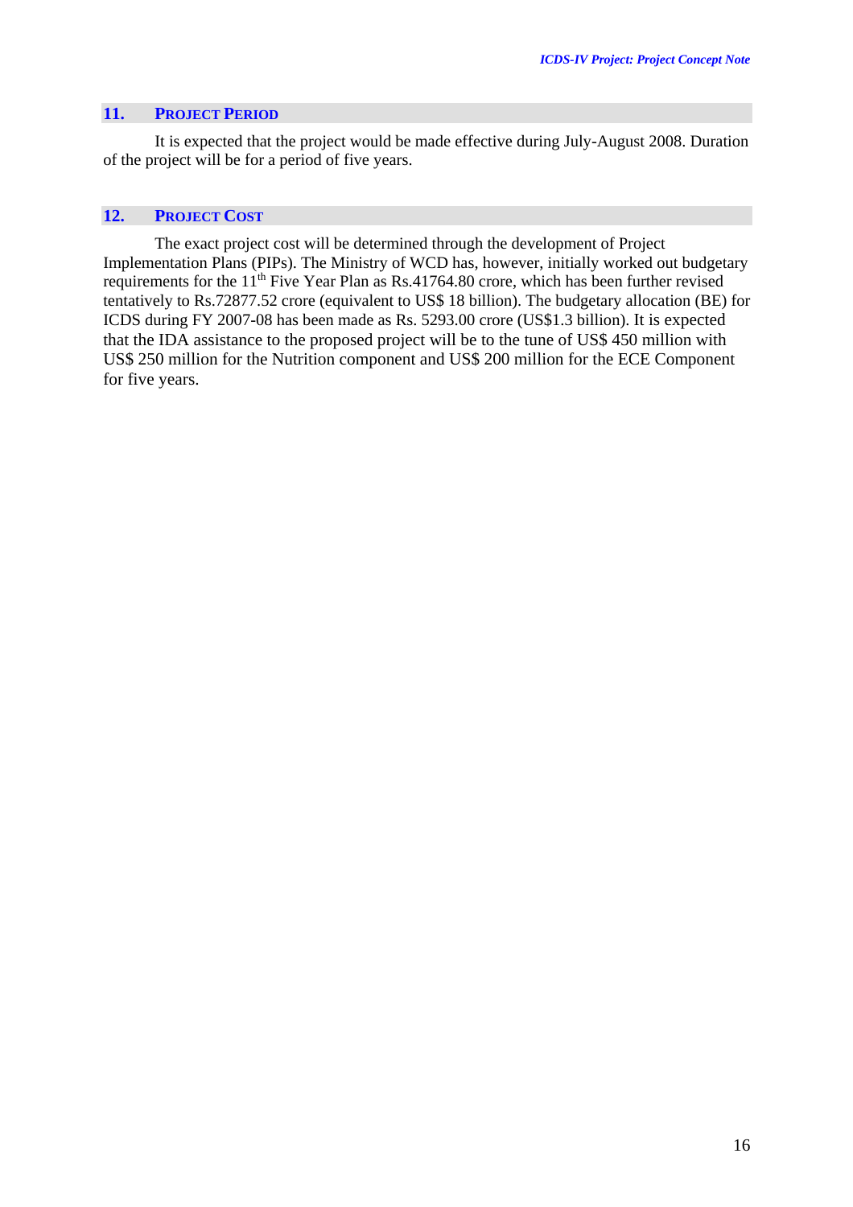## 11. PROJECT PERIOD

It is expected that the project would be made effective during July-August 2008. Duration of the project will be for a period of five years.

## 12. PROJECT COST

The exact project cost will be determined through the development of Project Implementation Plans (PIPs). The Ministry of WCD has, however, initially worked out budgetary requirements for the 11th Five Year Plan as Rs.41764.80 crore, which has been further revised tentatively to Rs.72877.52 crore (equivalent to US$ 18 billion). The budgetary allocation (BE) for ICDS during FY 2007-08 has been made as Rs. 5293.00 crore (US$1.3 billion). It is expected that the IDA assistance to the proposed project will be to the tune of US$ 450 million with US$ 250 million for the Nutrition component and US$ 200 million for the ECE Component for five years.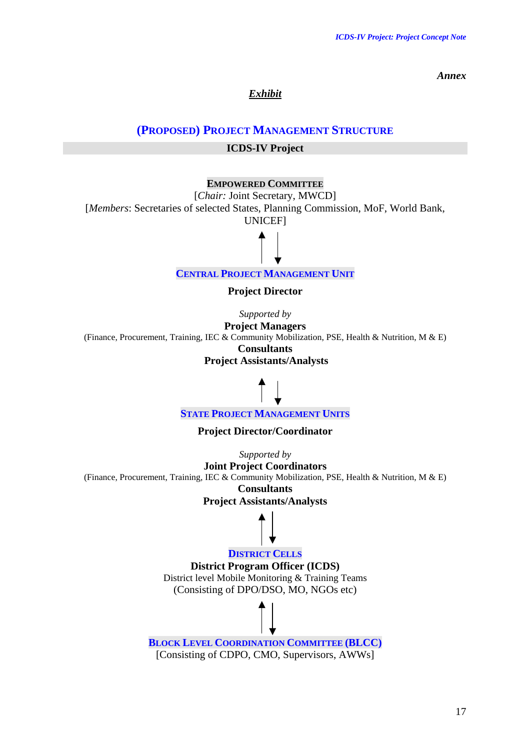*Annex*

***Exhibit***

## (PROPOSED) PROJECT MANAGEMENT STRUCTURE

**ICDS-IV Project**

**EMPOWERED COMMITTEE**
[*Chair:* Joint Secretary, MWCD]
[*Members*: Secretaries of selected States, Planning Commission, MoF, World Bank, UNICEF]

↑↓

**CENTRAL PROJECT MANAGEMENT UNIT**

**Project Director**

*Supported by*
**Project Managers**
(Finance, Procurement, Training, IEC & Community Mobilization, PSE, Health & Nutrition, M & E)
**Consultants**
**Project Assistants/Analysts**

↑↓

**STATE PROJECT MANAGEMENT UNITS**

**Project Director/Coordinator**

*Supported by*
**Joint Project Coordinators**
(Finance, Procurement, Training, IEC & Community Mobilization, PSE, Health & Nutrition, M & E)
**Consultants**
**Project Assistants/Analysts**

↑↓

**DISTRICT CELLS**
**District Program Officer (ICDS)**
District level Mobile Monitoring & Training Teams
(Consisting of DPO/DSO, MO, NGOs etc)

↑↓

**BLOCK LEVEL COORDINATION COMMITTEE (BLCC)**
[Consisting of CDPO, CMO, Supervisors, AWWs]